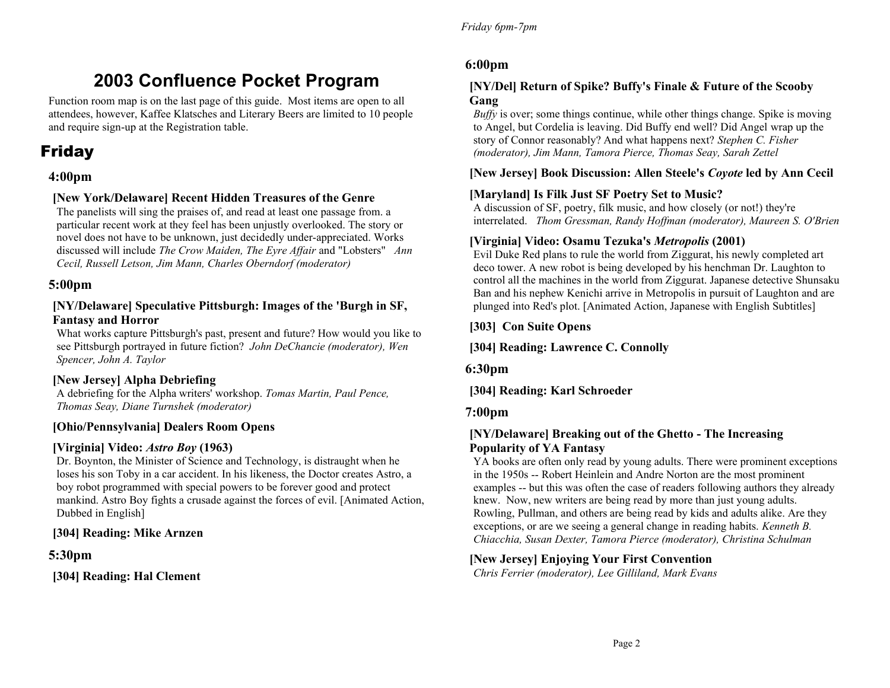# 2003 Confluence Pocket Program

Function room map is on the last page of this guide. Most items are open to all attendees, however, Kaffee Klatsches and Literary Beers are limited to 10 people and require sign-up at the Registration table.

## Friday

### 4:00pm

**[New York/Delaware] Recent Hidden Treasures of the Genre**

The panelists will sing the praises of, and read at least one passage from. a particular recent work at they feel has been unjustly overlooked. The story or novel does not have to be unknown, just decidedly under-appreciated. Works discussed will include *The Crow Maiden, The Eyre Affair* and "Lobsters" *Ann Cecil, Russell Letson, Jim Mann, Charles Oberndorf (moderator)*

### 5:00pm

**[NY/Delaware] Speculative Pittsburgh: Images of the 'Burgh in SF, Fantasy and Horror**

What works capture Pittsburgh's past, present and future? How would you like to see Pittsburgh portrayed in future fiction? *John DeChancie (moderator), Wen Spencer, John A. Taylor*

**[New Jersey] Alpha Debriefing**

A debriefing for the Alpha writers' workshop. *Tomas Martin, Paul Pence, Thomas Seay, Diane Turnshek (moderator)*

**[Ohio/Pennsylvania] Dealers Room Opens**

**[Virginia] Video: *Astro Boy* (1963)**

Dr. Boynton, the Minister of Science and Technology, is distraught when he loses his son Toby in a car accident. In his likeness, the Doctor creates Astro, a boy robot programmed with special powers to be forever good and protect mankind. Astro Boy fights a crusade against the forces of evil. [Animated Action, Dubbed in English]

**[304] Reading: Mike Arnzen**

### 5:30pm

**[304] Reading: Hal Clement**

### 6:00pm

**[NY/Del] Return of Spike? Buffy's Finale & Future of the Scooby Gang**

*Buffy* is over; some things continue, while other things change. Spike is moving to Angel, but Cordelia is leaving. Did Buffy end well? Did Angel wrap up the story of Connor reasonably? And what happens next? *Stephen C. Fisher (moderator), Jim Mann, Tamora Pierce, Thomas Seay, Sarah Zettel*

**[New Jersey] Book Discussion: Allen Steele's *Coyote* led by Ann Cecil**

**[Maryland] Is Filk Just SF Poetry Set to Music?**

A discussion of SF, poetry, filk music, and how closely (or not!) they're interrelated. *Thom Gressman, Randy Hoffman (moderator), Maureen S. O'Brien*

**[Virginia] Video: Osamu Tezuka's *Metropolis* (2001)**

Evil Duke Red plans to rule the world from Ziggurat, his newly completed art deco tower. A new robot is being developed by his henchman Dr. Laughton to control all the machines in the world from Ziggurat. Japanese detective Shunsaku Ban and his nephew Kenichi arrive in Metropolis in pursuit of Laughton and are plunged into Red's plot. [Animated Action, Japanese with English Subtitles]

**[303] Con Suite Opens**

**[304] Reading: Lawrence C. Connolly**

### 6:30pm

**[304] Reading: Karl Schroeder**

### 7:00pm

**[NY/Delaware] Breaking out of the Ghetto - The Increasing Popularity of YA Fantasy**

YA books are often only read by young adults. There were prominent exceptions in the 1950s -- Robert Heinlein and Andre Norton are the most prominent examples -- but this was often the case of readers following authors they already knew. Now, new writers are being read by more than just young adults. Rowling, Pullman, and others are being read by kids and adults alike. Are they exceptions, or are we seeing a general change in reading habits. *Kenneth B. Chiacchia, Susan Dexter, Tamora Pierce (moderator), Christina Schulman*

**[New Jersey] Enjoying Your First Convention**

*Chris Ferrier (moderator), Lee Gilliland, Mark Evans*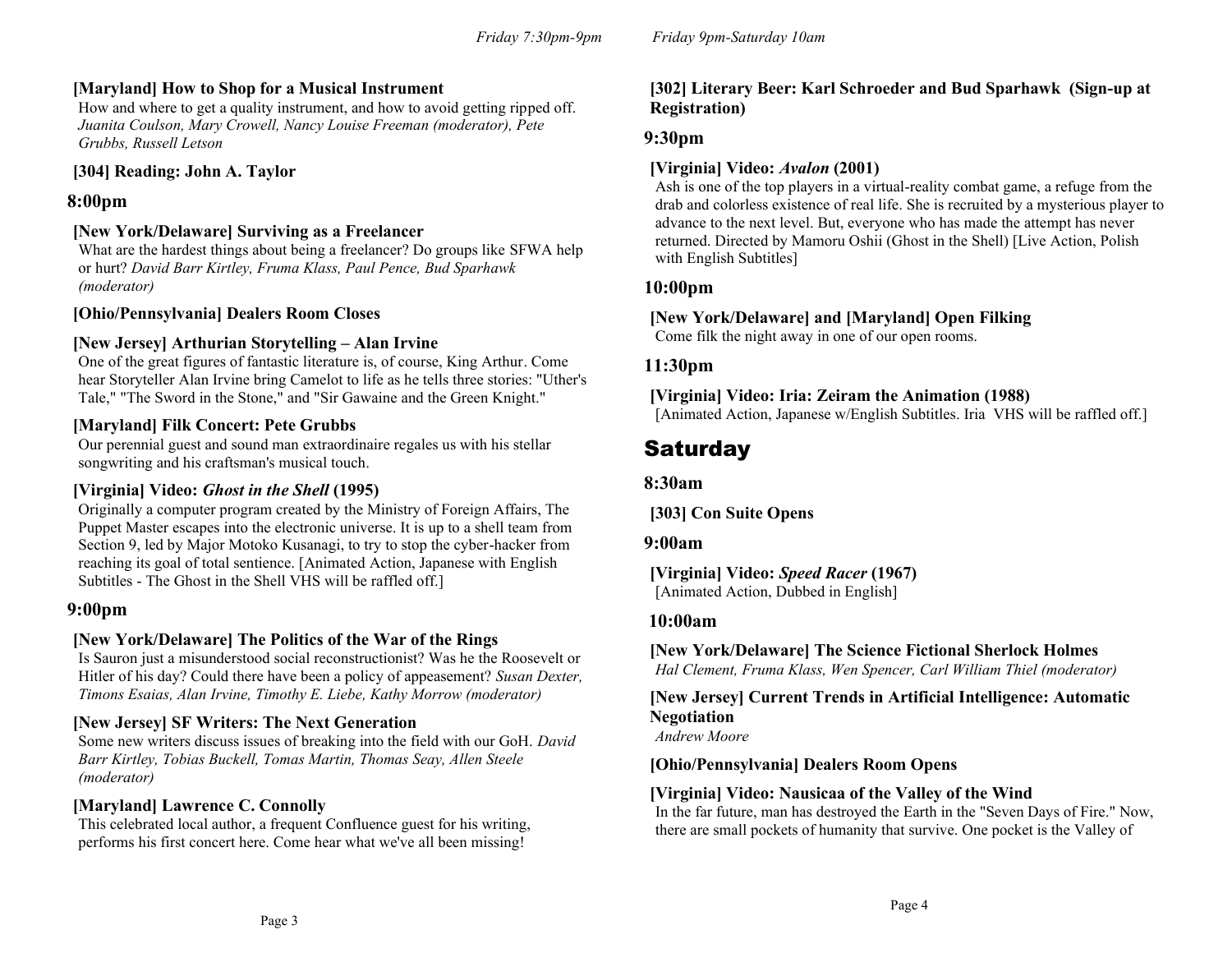**[Maryland] How to Shop for a Musical Instrument**
How and where to get a quality instrument, and how to avoid getting ripped off. *Juanita Coulson, Mary Crowell, Nancy Louise Freeman (moderator), Pete Grubbs, Russell Letson*

**[304] Reading: John A. Taylor**

### 8:00pm

**[New York/Delaware] Surviving as a Freelancer**
What are the hardest things about being a freelancer? Do groups like SFWA help or hurt? *David Barr Kirtley, Fruma Klass, Paul Pence, Bud Sparhawk (moderator)*

**[Ohio/Pennsylvania] Dealers Room Closes**

**[New Jersey] Arthurian Storytelling – Alan Irvine**
One of the great figures of fantastic literature is, of course, King Arthur. Come hear Storyteller Alan Irvine bring Camelot to life as he tells three stories: "Uther's Tale," "The Sword in the Stone," and "Sir Gawaine and the Green Knight."

**[Maryland] Filk Concert: Pete Grubbs**
Our perennial guest and sound man extraordinaire regales us with his stellar songwriting and his craftsman's musical touch.

**[Virginia] Video: *Ghost in the Shell* (1995)**
Originally a computer program created by the Ministry of Foreign Affairs, The Puppet Master escapes into the electronic universe. It is up to a shell team from Section 9, led by Major Motoko Kusanagi, to try to stop the cyber-hacker from reaching its goal of total sentience. [Animated Action, Japanese with English Subtitles - The Ghost in the Shell VHS will be raffled off.]

### 9:00pm

**[New York/Delaware] The Politics of the War of the Rings**
Is Sauron just a misunderstood social reconstructionist? Was he the Roosevelt or Hitler of his day? Could there have been a policy of appeasement? *Susan Dexter, Timons Esaias, Alan Irvine, Timothy E. Liebe, Kathy Morrow (moderator)*

**[New Jersey] SF Writers: The Next Generation**
Some new writers discuss issues of breaking into the field with our GoH. *David Barr Kirtley, Tobias Buckell, Tomas Martin, Thomas Seay, Allen Steele (moderator)*

**[Maryland] Lawrence C. Connolly**
This celebrated local author, a frequent Confluence guest for his writing, performs his first concert here. Come hear what we've all been missing!

**[302] Literary Beer: Karl Schroeder and Bud Sparhawk (Sign-up at Registration)**

### 9:30pm

**[Virginia] Video: *Avalon* (2001)**
Ash is one of the top players in a virtual-reality combat game, a refuge from the drab and colorless existence of real life. She is recruited by a mysterious player to advance to the next level. But, everyone who has made the attempt has never returned. Directed by Mamoru Oshii (Ghost in the Shell) [Live Action, Polish with English Subtitles]

### 10:00pm

**[New York/Delaware] and [Maryland] Open Filking**
Come filk the night away in one of our open rooms.

### 11:30pm

**[Virginia] Video: Iria: Zeiram the Animation (1988)**
[Animated Action, Japanese w/English Subtitles. Iria VHS will be raffled off.]

## Saturday

### 8:30am

**[303] Con Suite Opens**

### 9:00am

**[Virginia] Video: *Speed Racer* (1967)**
[Animated Action, Dubbed in English]

### 10:00am

**[New York/Delaware] The Science Fictional Sherlock Holmes**
*Hal Clement, Fruma Klass, Wen Spencer, Carl William Thiel (moderator)*

**[New Jersey] Current Trends in Artificial Intelligence: Automatic Negotiation**
*Andrew Moore*

**[Ohio/Pennsylvania] Dealers Room Opens**

**[Virginia] Video: Nausicaa of the Valley of the Wind**
In the far future, man has destroyed the Earth in the "Seven Days of Fire." Now, there are small pockets of humanity that survive. One pocket is the Valley of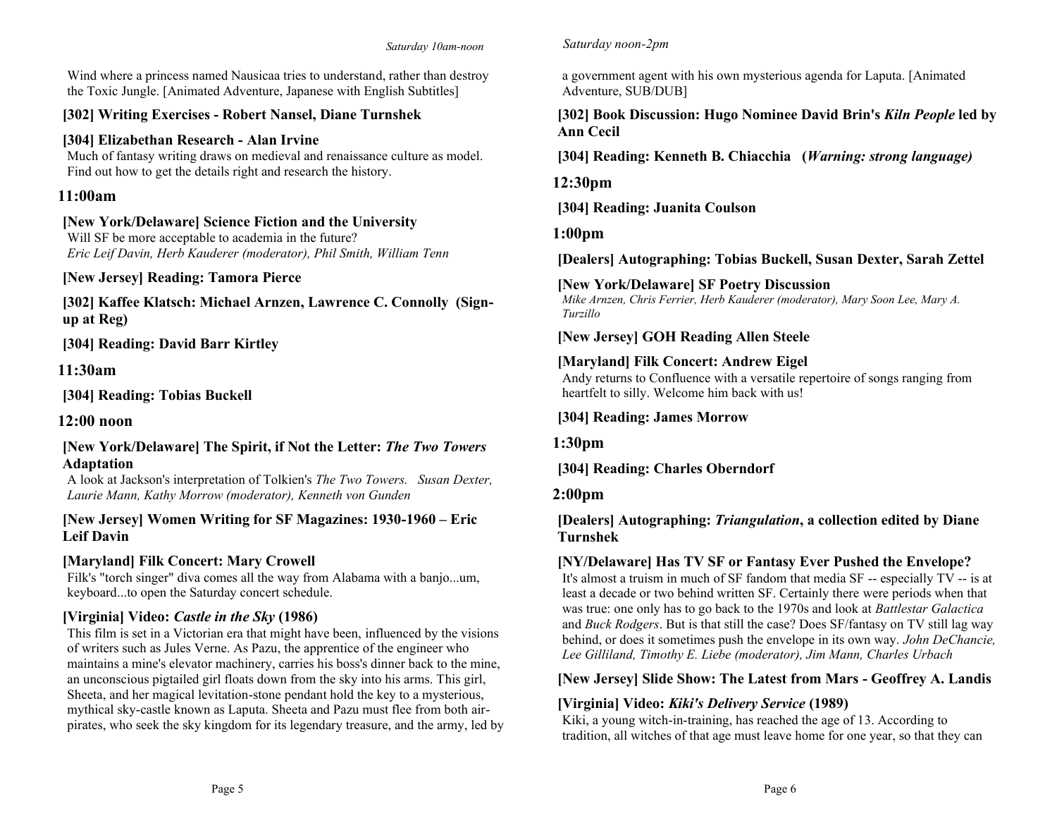Wind where a princess named Nausicaa tries to understand, rather than destroy the Toxic Jungle. [Animated Adventure, Japanese with English Subtitles]

**[302] Writing Exercises - Robert Nansel, Diane Turnshek**

**[304] Elizabethan Research - Alan Irvine**
Much of fantasy writing draws on medieval and renaissance culture as model. Find out how to get the details right and research the history.

## 11:00am

**[New York/Delaware] Science Fiction and the University**
Will SF be more acceptable to academia in the future?
*Eric Leif Davin, Herb Kauderer (moderator), Phil Smith, William Tenn*

**[New Jersey] Reading: Tamora Pierce**

**[302] Kaffee Klatsch: Michael Arnzen, Lawrence C. Connolly (Sign-up at Reg)**

**[304] Reading: David Barr Kirtley**

## 11:30am

**[304] Reading: Tobias Buckell**

## 12:00 noon

**[New York/Delaware] The Spirit, if Not the Letter: *The Two Towers* Adaptation**
A look at Jackson's interpretation of Tolkien's *The Two Towers. Susan Dexter, Laurie Mann, Kathy Morrow (moderator), Kenneth von Gunden*

**[New Jersey] Women Writing for SF Magazines: 1930-1960 – Eric Leif Davin**

**[Maryland] Filk Concert: Mary Crowell**
Filk's "torch singer" diva comes all the way from Alabama with a banjo...um, keyboard...to open the Saturday concert schedule.

**[Virginia] Video: *Castle in the Sky* (1986)**
This film is set in a Victorian era that might have been, influenced by the visions of writers such as Jules Verne. As Pazu, the apprentice of the engineer who maintains a mine's elevator machinery, carries his boss's dinner back to the mine, an unconscious pigtailed girl floats down from the sky into his arms. This girl, Sheeta, and her magical levitation-stone pendant hold the key to a mysterious, mythical sky-castle known as Laputa. Sheeta and Pazu must flee from both air-pirates, who seek the sky kingdom for its legendary treasure, and the army, led by a government agent with his own mysterious agenda for Laputa. [Animated Adventure, SUB/DUB]

**[302] Book Discussion: Hugo Nominee David Brin's *Kiln People* led by Ann Cecil**

**[304] Reading: Kenneth B. Chiacchia (*Warning: strong language)***

## 12:30pm

**[304] Reading: Juanita Coulson**

## 1:00pm

**[Dealers] Autographing: Tobias Buckell, Susan Dexter, Sarah Zettel**

**[New York/Delaware] SF Poetry Discussion**
*Mike Arnzen, Chris Ferrier, Herb Kauderer (moderator), Mary Soon Lee, Mary A. Turzillo*

**[New Jersey] GOH Reading Allen Steele**

**[Maryland] Filk Concert: Andrew Eigel**
Andy returns to Confluence with a versatile repertoire of songs ranging from heartfelt to silly. Welcome him back with us!

**[304] Reading: James Morrow**

## 1:30pm

**[304] Reading: Charles Oberndorf**

## 2:00pm

**[Dealers] Autographing: *Triangulation*, a collection edited by Diane Turnshek**

**[NY/Delaware] Has TV SF or Fantasy Ever Pushed the Envelope?**
It's almost a truism in much of SF fandom that media SF -- especially TV -- is at least a decade or two behind written SF. Certainly there were periods when that was true: one only has to go back to the 1970s and look at *Battlestar Galactica* and *Buck Rodgers*. But is that still the case? Does SF/fantasy on TV still lag way behind, or does it sometimes push the envelope in its own way. *John DeChancie, Lee Gilliland, Timothy E. Liebe (moderator), Jim Mann, Charles Urbach*

**[New Jersey] Slide Show: The Latest from Mars - Geoffrey A. Landis**

**[Virginia] Video: *Kiki's Delivery Service* (1989)**
Kiki, a young witch-in-training, has reached the age of 13. According to tradition, all witches of that age must leave home for one year, so that they can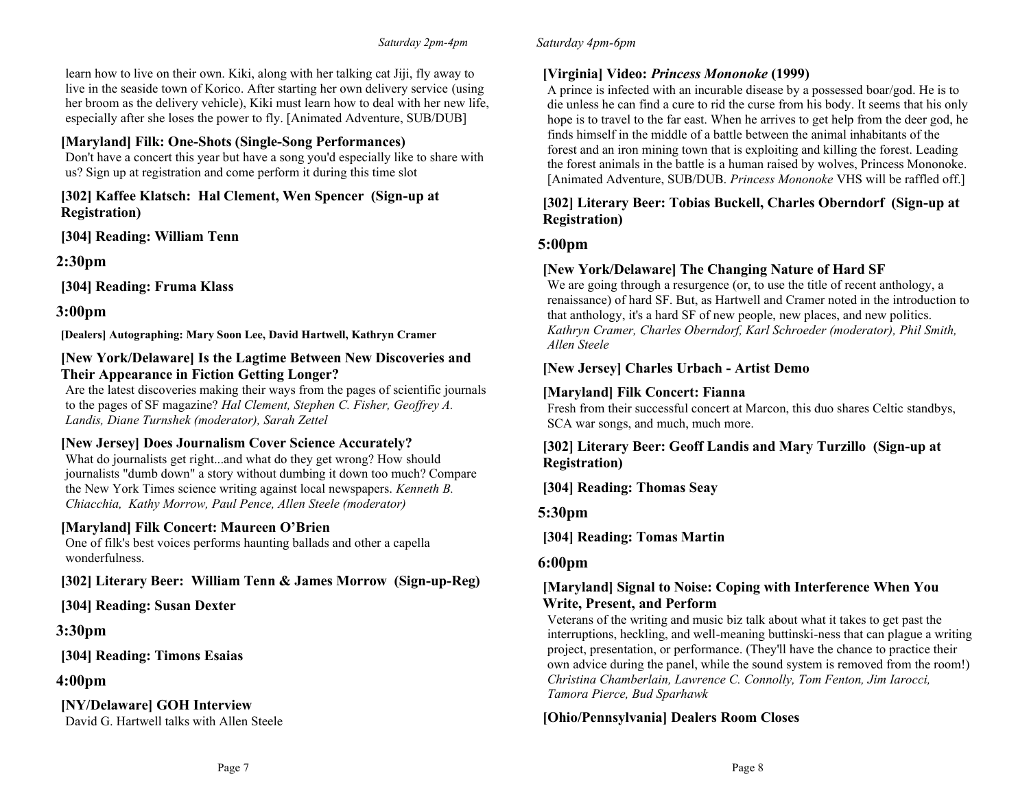learn how to live on their own. Kiki, along with her talking cat Jiji, fly away to live in the seaside town of Korico. After starting her own delivery service (using her broom as the delivery vehicle), Kiki must learn how to deal with her new life, especially after she loses the power to fly. [Animated Adventure, SUB/DUB]

**[Maryland] Filk: One-Shots (Single-Song Performances)**
Don't have a concert this year but have a song you'd especially like to share with us? Sign up at registration and come perform it during this time slot

**[302] Kaffee Klatsch: Hal Clement, Wen Spencer (Sign-up at Registration)**

**[304] Reading: William Tenn**

## 2:30pm

**[304] Reading: Fruma Klass**

## 3:00pm

**[Dealers] Autographing: Mary Soon Lee, David Hartwell, Kathryn Cramer**

**[New York/Delaware] Is the Lagtime Between New Discoveries and Their Appearance in Fiction Getting Longer?**
Are the latest discoveries making their ways from the pages of scientific journals to the pages of SF magazine? *Hal Clement, Stephen C. Fisher, Geoffrey A. Landis, Diane Turnshek (moderator), Sarah Zettel*

**[New Jersey] Does Journalism Cover Science Accurately?**
What do journalists get right...and what do they get wrong? How should journalists "dumb down" a story without dumbing it down too much? Compare the New York Times science writing against local newspapers. *Kenneth B. Chiacchia, Kathy Morrow, Paul Pence, Allen Steele (moderator)*

**[Maryland] Filk Concert: Maureen O'Brien**
One of filk's best voices performs haunting ballads and other a capella wonderfulness.

**[302] Literary Beer: William Tenn & James Morrow (Sign-up-Reg)**

**[304] Reading: Susan Dexter**

## 3:30pm

**[304] Reading: Timons Esaias**

## 4:00pm

**[NY/Delaware] GOH Interview**
David G. Hartwell talks with Allen Steele

**[Virginia] Video: *Princess Mononoke* (1999)**
A prince is infected with an incurable disease by a possessed boar/god. He is to die unless he can find a cure to rid the curse from his body. It seems that his only hope is to travel to the far east. When he arrives to get help from the deer god, he finds himself in the middle of a battle between the animal inhabitants of the forest and an iron mining town that is exploiting and killing the forest. Leading the forest animals in the battle is a human raised by wolves, Princess Mononoke. [Animated Adventure, SUB/DUB. *Princess Mononoke* VHS will be raffled off.]

**[302] Literary Beer: Tobias Buckell, Charles Oberndorf (Sign-up at Registration)**

## 5:00pm

**[New York/Delaware] The Changing Nature of Hard SF**
We are going through a resurgence (or, to use the title of recent anthology, a renaissance) of hard SF. But, as Hartwell and Cramer noted in the introduction to that anthology, it's a hard SF of new people, new places, and new politics. *Kathryn Cramer, Charles Oberndorf, Karl Schroeder (moderator), Phil Smith, Allen Steele*

**[New Jersey] Charles Urbach - Artist Demo**

**[Maryland] Filk Concert: Fianna**
Fresh from their successful concert at Marcon, this duo shares Celtic standbys, SCA war songs, and much, much more.

**[302] Literary Beer: Geoff Landis and Mary Turzillo (Sign-up at Registration)**

**[304] Reading: Thomas Seay**

## 5:30pm

**[304] Reading: Tomas Martin**

## 6:00pm

**[Maryland] Signal to Noise: Coping with Interference When You Write, Present, and Perform**
Veterans of the writing and music biz talk about what it takes to get past the interruptions, heckling, and well-meaning buttinski-ness that can plague a writing project, presentation, or performance. (They'll have the chance to practice their own advice during the panel, while the sound system is removed from the room!) *Christina Chamberlain, Lawrence C. Connolly, Tom Fenton, Jim Iarocci, Tamora Pierce, Bud Sparhawk*

**[Ohio/Pennsylvania] Dealers Room Closes**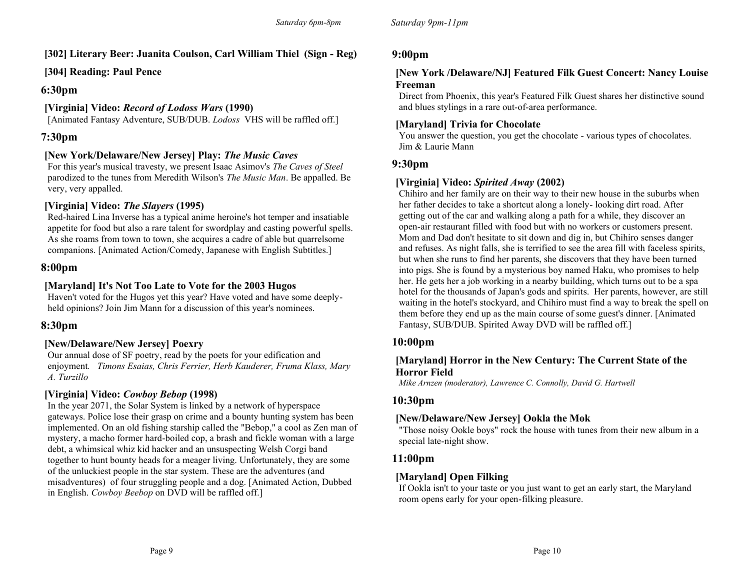### [302] Literary Beer: Juanita Coulson, Carl William Thiel (Sign - Reg)

### [304] Reading: Paul Pence

## 6:30pm

### [Virginia] Video: *Record of Lodoss Wars* (1990)

[Animated Fantasy Adventure, SUB/DUB. *Lodoss* VHS will be raffled off.]

## 7:30pm

### [New York/Delaware/New Jersey] Play: *The Music Caves*

For this year's musical travesty, we present Isaac Asimov's *The Caves of Steel* parodized to the tunes from Meredith Wilson's *The Music Man*. Be appalled. Be very, very appalled.

### [Virginia] Video: *The Slayers* (1995)

Red-haired Lina Inverse has a typical anime heroine's hot temper and insatiable appetite for food but also a rare talent for swordplay and casting powerful spells. As she roams from town to town, she acquires a cadre of able but quarrelsome companions. [Animated Action/Comedy, Japanese with English Subtitles.]

## 8:00pm

### [Maryland] It's Not Too Late to Vote for the 2003 Hugos

Haven't voted for the Hugos yet this year? Have voted and have some deeply-held opinions? Join Jim Mann for a discussion of this year's nominees.

## 8:30pm

### [New/Delaware/New Jersey] Poexry

Our annual dose of SF poetry, read by the poets for your edification and enjoyment. *Timons Esaias, Chris Ferrier, Herb Kauderer, Fruma Klass, Mary A. Turzillo*

### [Virginia] Video: *Cowboy Bebop* (1998)

In the year 2071, the Solar System is linked by a network of hyperspace gateways. Police lose their grasp on crime and a bounty hunting system has been implemented. On an old fishing starship called the "Bebop," a cool as Zen man of mystery, a macho former hard-boiled cop, a brash and fickle woman with a large debt, a whimsical whiz kid hacker and an unsuspecting Welsh Corgi band together to hunt bounty heads for a meager living. Unfortunately, they are some of the unluckiest people in the star system. These are the adventures (and misadventures) of four struggling people and a dog. [Animated Action, Dubbed in English. *Cowboy Beebop* on DVD will be raffled off.]

## 9:00pm

### [New York /Delaware/NJ] Featured Filk Guest Concert: Nancy Louise Freeman

Direct from Phoenix, this year's Featured Filk Guest shares her distinctive sound and blues stylings in a rare out-of-area performance.

### [Maryland] Trivia for Chocolate

You answer the question, you get the chocolate - various types of chocolates. Jim & Laurie Mann

## 9:30pm

### [Virginia] Video: *Spirited Away* (2002)

Chihiro and her family are on their way to their new house in the suburbs when her father decides to take a shortcut along a lonely- looking dirt road. After getting out of the car and walking along a path for a while, they discover an open-air restaurant filled with food but with no workers or customers present. Mom and Dad don't hesitate to sit down and dig in, but Chihiro senses danger and refuses. As night falls, she is terrified to see the area fill with faceless spirits, but when she runs to find her parents, she discovers that they have been turned into pigs. She is found by a mysterious boy named Haku, who promises to help her. He gets her a job working in a nearby building, which turns out to be a spa hotel for the thousands of Japan's gods and spirits. Her parents, however, are still waiting in the hotel's stockyard, and Chihiro must find a way to break the spell on them before they end up as the main course of some guest's dinner. [Animated Fantasy, SUB/DUB. Spirited Away DVD will be raffled off.]

## 10:00pm

### [Maryland] Horror in the New Century: The Current State of the Horror Field

*Mike Arnzen (moderator), Lawrence C. Connolly, David G. Hartwell*

## 10:30pm

### [New/Delaware/New Jersey] Ookla the Mok

"Those noisy Ookle boys" rock the house with tunes from their new album in a special late-night show.

## 11:00pm

### [Maryland] Open Filking

If Ookla isn't to your taste or you just want to get an early start, the Maryland room opens early for your open-filking pleasure.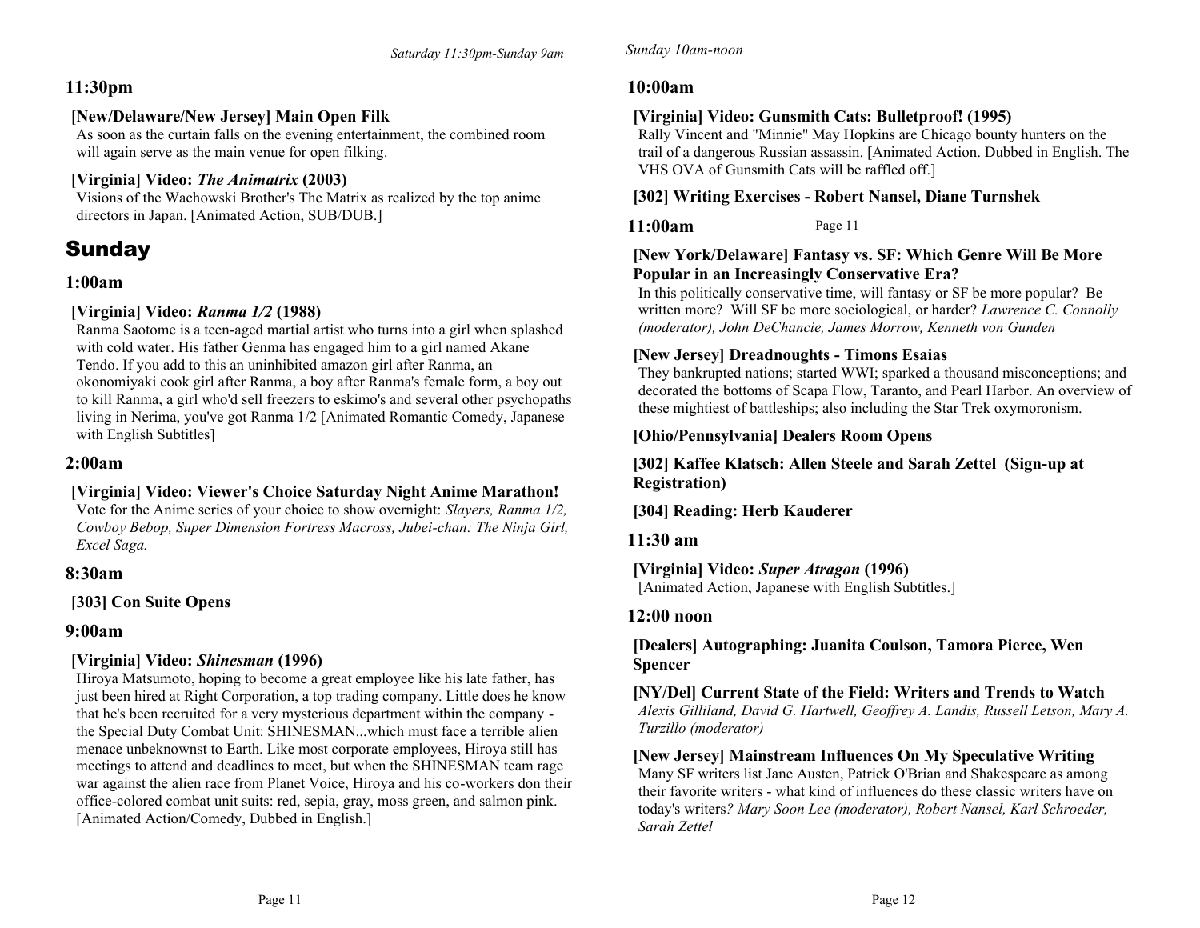## 11:30pm

**[New/Delaware/New Jersey] Main Open Filk**

As soon as the curtain falls on the evening entertainment, the combined room will again serve as the main venue for open filking.

**[Virginia] Video: *The Animatrix* (2003)**

Visions of the Wachowski Brother's The Matrix as realized by the top anime directors in Japan. [Animated Action, SUB/DUB.]

# Sunday

## 1:00am

**[Virginia] Video: *Ranma 1/2* (1988)**

Ranma Saotome is a teen-aged martial artist who turns into a girl when splashed with cold water. His father Genma has engaged him to a girl named Akane Tendo. If you add to this an uninhibited amazon girl after Ranma, an okonomiyaki cook girl after Ranma, a boy after Ranma's female form, a boy out to kill Ranma, a girl who'd sell freezers to eskimo's and several other psychopaths living in Nerima, you've got Ranma 1/2 [Animated Romantic Comedy, Japanese with English Subtitles]

## 2:00am

**[Virginia] Video: Viewer's Choice Saturday Night Anime Marathon!**

Vote for the Anime series of your choice to show overnight: *Slayers, Ranma 1/2, Cowboy Bebop, Super Dimension Fortress Macross, Jubei-chan: The Ninja Girl, Excel Saga.*

## 8:30am

**[303] Con Suite Opens**

## 9:00am

**[Virginia] Video: *Shinesman* (1996)**

Hiroya Matsumoto, hoping to become a great employee like his late father, has just been hired at Right Corporation, a top trading company. Little does he know that he's been recruited for a very mysterious department within the company - the Special Duty Combat Unit: SHINESMAN...which must face a terrible alien menace unbeknownst to Earth. Like most corporate employees, Hiroya still has meetings to attend and deadlines to meet, but when the SHINESMAN team rage war against the alien race from Planet Voice, Hiroya and his co-workers don their office-colored combat unit suits: red, sepia, gray, moss green, and salmon pink. [Animated Action/Comedy, Dubbed in English.]

## 10:00am

**[Virginia] Video: Gunsmith Cats: Bulletproof! (1995)**

Rally Vincent and "Minnie" May Hopkins are Chicago bounty hunters on the trail of a dangerous Russian assassin. [Animated Action. Dubbed in English. The VHS OVA of Gunsmith Cats will be raffled off.]

**[302] Writing Exercises - Robert Nansel, Diane Turnshek**

## 11:00am

**[New York/Delaware] Fantasy vs. SF: Which Genre Will Be More Popular in an Increasingly Conservative Era?**

In this politically conservative time, will fantasy or SF be more popular? Be written more? Will SF be more sociological, or harder? *Lawrence C. Connolly (moderator), John DeChancie, James Morrow, Kenneth von Gunden*

**[New Jersey] Dreadnoughts - Timons Esaias**

They bankrupted nations; started WWI; sparked a thousand misconceptions; and decorated the bottoms of Scapa Flow, Taranto, and Pearl Harbor. An overview of these mightiest of battleships; also including the Star Trek oxymoronism.

**[Ohio/Pennsylvania] Dealers Room Opens**

**[302] Kaffee Klatsch: Allen Steele and Sarah Zettel (Sign-up at Registration)**

**[304] Reading: Herb Kauderer**

## 11:30 am

**[Virginia] Video: *Super Atragon* (1996)**

[Animated Action, Japanese with English Subtitles.]

## 12:00 noon

**[Dealers] Autographing: Juanita Coulson, Tamora Pierce, Wen Spencer**

**[NY/Del] Current State of the Field: Writers and Trends to Watch**

*Alexis Gilliland, David G. Hartwell, Geoffrey A. Landis, Russell Letson, Mary A. Turzillo (moderator)*

**[New Jersey] Mainstream Influences On My Speculative Writing**

Many SF writers list Jane Austen, Patrick O'Brian and Shakespeare as among their favorite writers - what kind of influences do these classic writers have on today's writers*? Mary Soon Lee (moderator), Robert Nansel, Karl Schroeder, Sarah Zettel*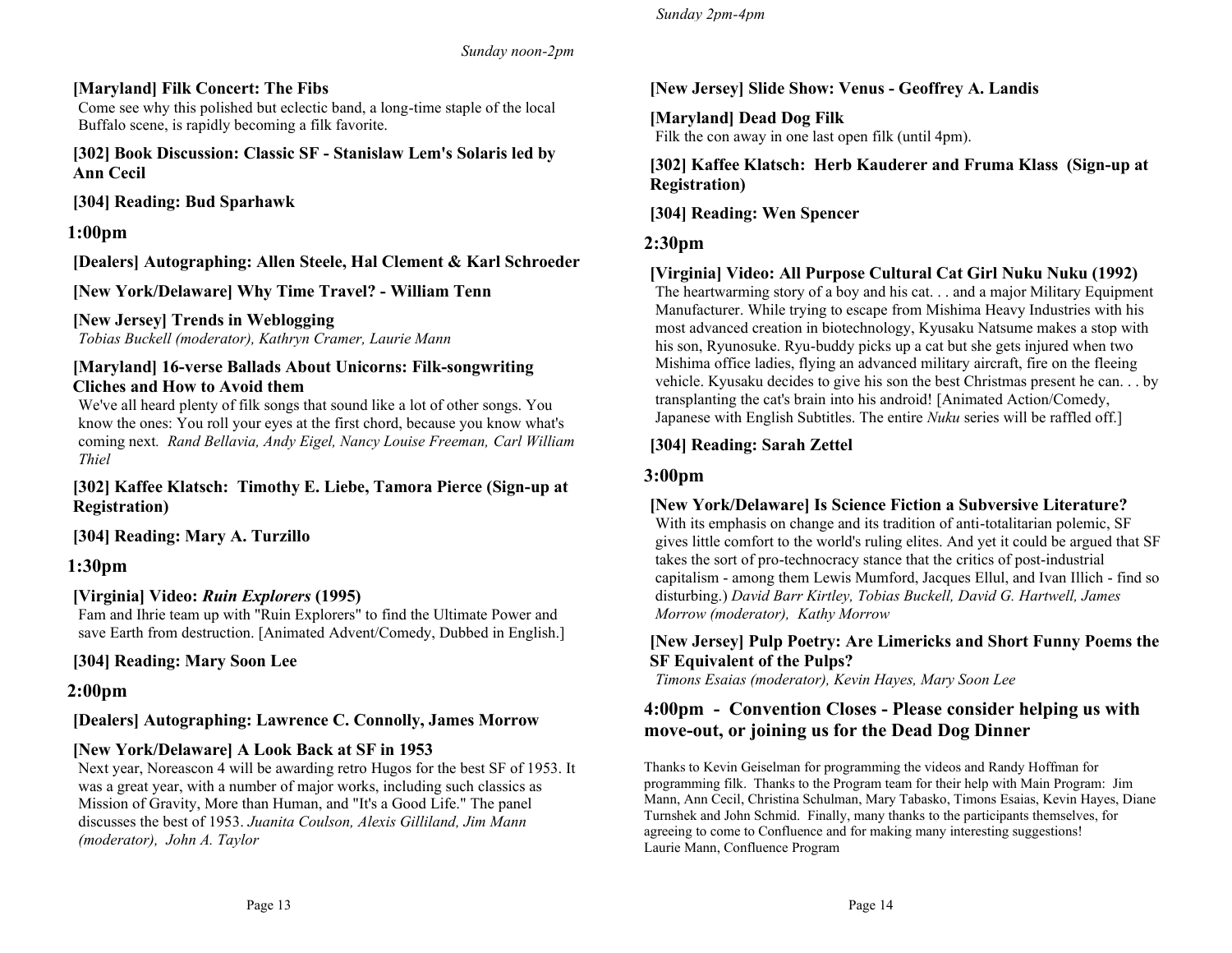*Sunday noon-2pm*

**[Maryland] Filk Concert: The Fibs**
Come see why this polished but eclectic band, a long-time staple of the local Buffalo scene, is rapidly becoming a filk favorite.

**[302] Book Discussion: Classic SF - Stanislaw Lem's Solaris led by Ann Cecil**

**[304] Reading: Bud Sparhawk**

## 1:00pm

**[Dealers] Autographing: Allen Steele, Hal Clement & Karl Schroeder**

**[New York/Delaware] Why Time Travel? - William Tenn**

**[New Jersey] Trends in Weblogging**
*Tobias Buckell (moderator), Kathryn Cramer, Laurie Mann*

**[Maryland] 16-verse Ballads About Unicorns: Filk-songwriting Cliches and How to Avoid them**
We've all heard plenty of filk songs that sound like a lot of other songs. You know the ones: You roll your eyes at the first chord, because you know what's coming next. *Rand Bellavia, Andy Eigel, Nancy Louise Freeman, Carl William Thiel*

**[302] Kaffee Klatsch: Timothy E. Liebe, Tamora Pierce (Sign-up at Registration)**

**[304] Reading: Mary A. Turzillo**

## 1:30pm

**[Virginia] Video: *Ruin Explorers* (1995)**
Fam and Ihrie team up with "Ruin Explorers" to find the Ultimate Power and save Earth from destruction. [Animated Advent/Comedy, Dubbed in English.]

**[304] Reading: Mary Soon Lee**

## 2:00pm

**[Dealers] Autographing: Lawrence C. Connolly, James Morrow**

**[New York/Delaware] A Look Back at SF in 1953**
Next year, Noreascon 4 will be awarding retro Hugos for the best SF of 1953. It was a great year, with a number of major works, including such classics as Mission of Gravity, More than Human, and "It's a Good Life." The panel discusses the best of 1953. *Juanita Coulson, Alexis Gilliland, Jim Mann (moderator), John A. Taylor*

*Sunday 2pm-4pm*

**[New Jersey] Slide Show: Venus - Geoffrey A. Landis**

**[Maryland] Dead Dog Filk**
Filk the con away in one last open filk (until 4pm).

**[302] Kaffee Klatsch: Herb Kauderer and Fruma Klass (Sign-up at Registration)**

**[304] Reading: Wen Spencer**

## 2:30pm

**[Virginia] Video: All Purpose Cultural Cat Girl Nuku Nuku (1992)**
The heartwarming story of a boy and his cat. . . and a major Military Equipment Manufacturer. While trying to escape from Mishima Heavy Industries with his most advanced creation in biotechnology, Kyusaku Natsume makes a stop with his son, Ryunosuke. Ryu-buddy picks up a cat but she gets injured when two Mishima office ladies, flying an advanced military aircraft, fire on the fleeing vehicle. Kyusaku decides to give his son the best Christmas present he can. . . by transplanting the cat's brain into his android! [Animated Action/Comedy, Japanese with English Subtitles. The entire *Nuku* series will be raffled off.]

**[304] Reading: Sarah Zettel**

## 3:00pm

**[New York/Delaware] Is Science Fiction a Subversive Literature?**
With its emphasis on change and its tradition of anti-totalitarian polemic, SF gives little comfort to the world's ruling elites. And yet it could be argued that SF takes the sort of pro-technocracy stance that the critics of post-industrial capitalism - among them Lewis Mumford, Jacques Ellul, and Ivan Illich - find so disturbing.) *David Barr Kirtley, Tobias Buckell, David G. Hartwell, James Morrow (moderator), Kathy Morrow*

**[New Jersey] Pulp Poetry: Are Limericks and Short Funny Poems the SF Equivalent of the Pulps?**
*Timons Esaias (moderator), Kevin Hayes, Mary Soon Lee*

## 4:00pm - Convention Closes - Please consider helping us with move-out, or joining us for the Dead Dog Dinner

Thanks to Kevin Geiselman for programming the videos and Randy Hoffman for programming filk. Thanks to the Program team for their help with Main Program: Jim Mann, Ann Cecil, Christina Schulman, Mary Tabasko, Timons Esaias, Kevin Hayes, Diane Turnshek and John Schmid. Finally, many thanks to the participants themselves, for agreeing to come to Confluence and for making many interesting suggestions!
Laurie Mann, Confluence Program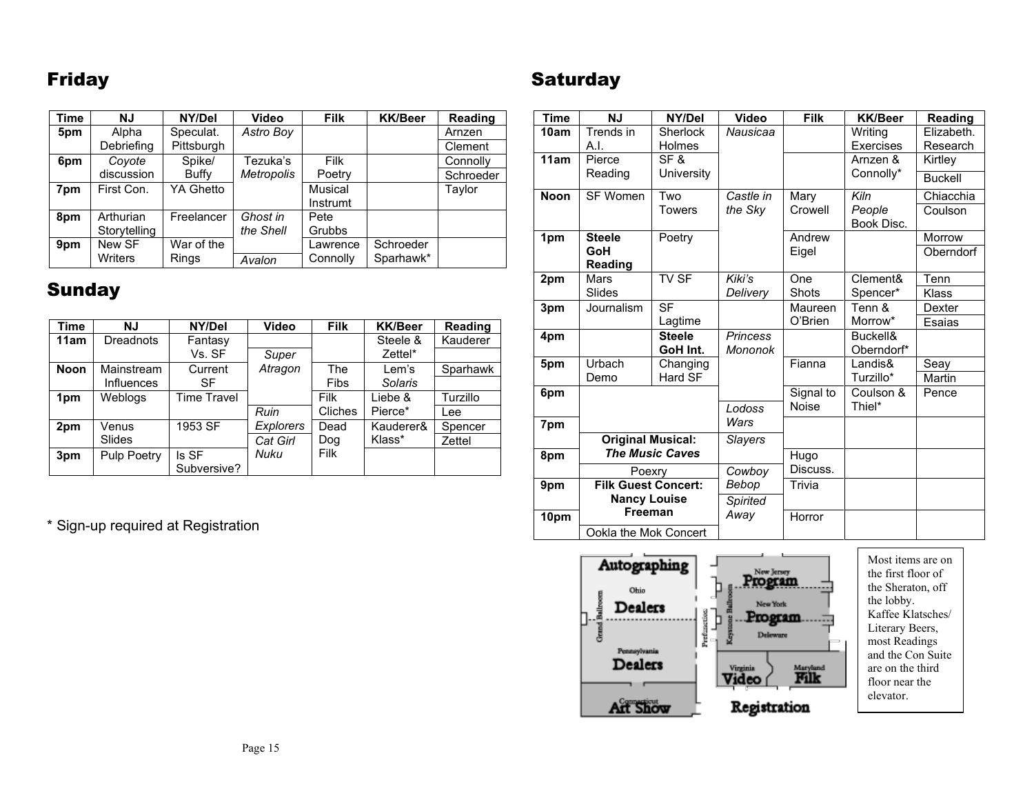## Friday

| Time | NJ | NY/Del | Video | Filk | KK/Beer | Reading |
|---|---|---|---|---|---|---|
| 5pm | Alpha Debriefing | Speculat. Pittsburgh | *Astro Boy* | | | Arnzen / Clement |
| 6pm | *Coyote* discussion | Spike/ Buffy | Tezuka's *Metropolis* | Filk Poetry | | Connolly / Schroeder |
| 7pm | First Con. | YA Ghetto | | Musical Instrumt | | Taylor |
| 8pm | Arthurian Storytelling | Freelancer | *Ghost in the Shell* | Pete Grubbs | | |
| 9pm | New SF Writers | War of the Rings | *Avalon* | Lawrence Connolly | Schroeder Sparhawk* | |

## Sunday

| Time | NJ | NY/Del | Video | Filk | KK/Beer | Reading |
|---|---|---|---|---|---|---|
| 11am | Dreadnots | Fantasy Vs. SF | *Super Atragon* | | Steele & Zettel* | Kauderer |
| Noon | Mainstream Influences | Current SF | | The Fibs | Lem's *Solaris* | Sparhawk |
| 1pm | Weblogs | Time Travel | *Ruin Explorers* | Filk Cliches | Liebe & Pierce* | Turzillo / Lee |
| 2pm | Venus Slides | 1953 SF | *Cat Girl Nuku* | Dead Dog Filk | Kauderer& Klass* | Spencer / Zettel |
| 3pm | Pulp Poetry | Is SF Subversive? | | | | |

\* Sign-up required at Registration

## Saturday

| Time | NJ | NY/Del | Video | Filk | KK/Beer | Reading |
|---|---|---|---|---|---|---|
| 10am | Trends in A.I. | Sherlock Holmes | *Nausicaa* | | Writing Exercises | Elizabeth. Research |
| 11am | Pierce Reading | SF & University | | | Arnzen & Connolly* | Kirtley / Buckell |
| Noon | SF Women | Two Towers | *Castle in the Sky* | Mary Crowell | *Kiln People* Book Disc. | Chiacchia / Coulson |
| 1pm | **Steele GoH Reading** | Poetry | | Andrew Eigel | | Morrow / Oberndorf |
| 2pm | Mars Slides | TV SF | *Kiki's Delivery* | One Shots | Clement& Spencer* | Tenn / Klass |
| 3pm | Journalism | SF Lagtime | | Maureen O'Brien | Tenn & Morrow* | Dexter / Esaias |
| 4pm | | **Steele GoH Int.** | *Princess Mononok* | | Buckell& Oberndorf* | |
| 5pm | Urbach Demo | Changing Hard SF | | Fianna | Landis& Turzillo* | Seay / Martin |
| 6pm | | | *Lodoss Wars* | Signal to Noise | Coulson & Thiel* | Pence |
| 7pm | **Original Musical: *The Music Caves*** | | *Slayers* | | | |
| 8pm | Poexry | | *Cowboy Bebop* | Hugo Discuss. | | |
| 9pm | **Filk Guest Concert: Nancy Louise Freeman** | | *Spirited Away* | Trivia | | |
| 10pm | Ookla the Mok Concert | | | Horror | | |

Most items are on the first floor of the Sheraton, off the lobby. Kaffee Klatsches/ Literary Beers, most Readings and the Con Suite are on the third floor near the elevator.